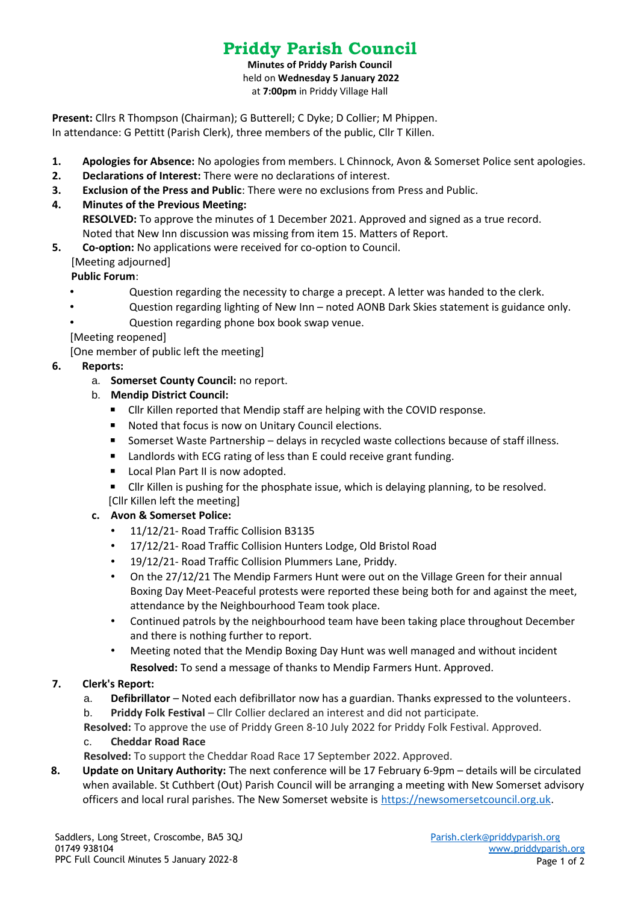# Priddy Parish Council

**Minutes of Priddy Parish Council**
held on **Wednesday 5 January 2022**
at **7:00pm** in Priddy Village Hall

**Present:** Cllrs R Thompson (Chairman); G Butterell; C Dyke; D Collier; M Phippen.
In attendance: G Pettitt (Parish Clerk), three members of the public, Cllr T Killen.

1. **Apologies for Absence:** No apologies from members. L Chinnock, Avon & Somerset Police sent apologies.
2. **Declarations of Interest:** There were no declarations of interest.
3. **Exclusion of the Press and Public**: There were no exclusions from Press and Public.
4. **Minutes of the Previous Meeting:**
   **RESOLVED:** To approve the minutes of 1 December 2021. Approved and signed as a true record. Noted that New Inn discussion was missing from item 15. Matters of Report.
5. **Co-option:** No applications were received for co-option to Council.

[Meeting adjourned]

**Public Forum**:

- Question regarding the necessity to charge a precept. A letter was handed to the clerk.
- Question regarding lighting of New Inn – noted AONB Dark Skies statement is guidance only.
- Question regarding phone box book swap venue.

[Meeting reopened]
[One member of public left the meeting]

6. **Reports:**
   a. **Somerset County Council:** no report.
   b. **Mendip District Council:**
      - Cllr Killen reported that Mendip staff are helping with the COVID response.
      - Noted that focus is now on Unitary Council elections.
      - Somerset Waste Partnership – delays in recycled waste collections because of staff illness.
      - Landlords with ECG rating of less than E could receive grant funding.
      - Local Plan Part II is now adopted.
      - Cllr Killen is pushing for the phosphate issue, which is delaying planning, to be resolved.

      [Cllr Killen left the meeting]
   c. **Avon & Somerset Police:**
      - 11/12/21- Road Traffic Collision B3135
      - 17/12/21- Road Traffic Collision Hunters Lodge, Old Bristol Road
      - 19/12/21- Road Traffic Collision Plummers Lane, Priddy.
      - On the 27/12/21 The Mendip Farmers Hunt were out on the Village Green for their annual Boxing Day Meet-Peaceful protests were reported these being both for and against the meet, attendance by the Neighbourhood Team took place.
      - Continued patrols by the neighbourhood team have been taking place throughout December and there is nothing further to report.
      - Meeting noted that the Mendip Boxing Day Hunt was well managed and without incident

      **Resolved:** To send a message of thanks to Mendip Farmers Hunt. Approved.
7. **Clerk's Report:**
   a. **Defibrillator** – Noted each defibrillator now has a guardian. Thanks expressed to the volunteers.
   b. **Priddy Folk Festival** – Cllr Collier declared an interest and did not participate.

   **Resolved:** To approve the use of Priddy Green 8-10 July 2022 for Priddy Folk Festival. Approved.

   c. **Cheddar Road Race**

   **Resolved:** To support the Cheddar Road Race 17 September 2022. Approved.
8. **Update on Unitary Authority:** The next conference will be 17 February 6-9pm – details will be circulated when available. St Cuthbert (Out) Parish Council will be arranging a meeting with New Somerset advisory officers and local rural parishes. The New Somerset website is https://newsomersetcouncil.org.uk.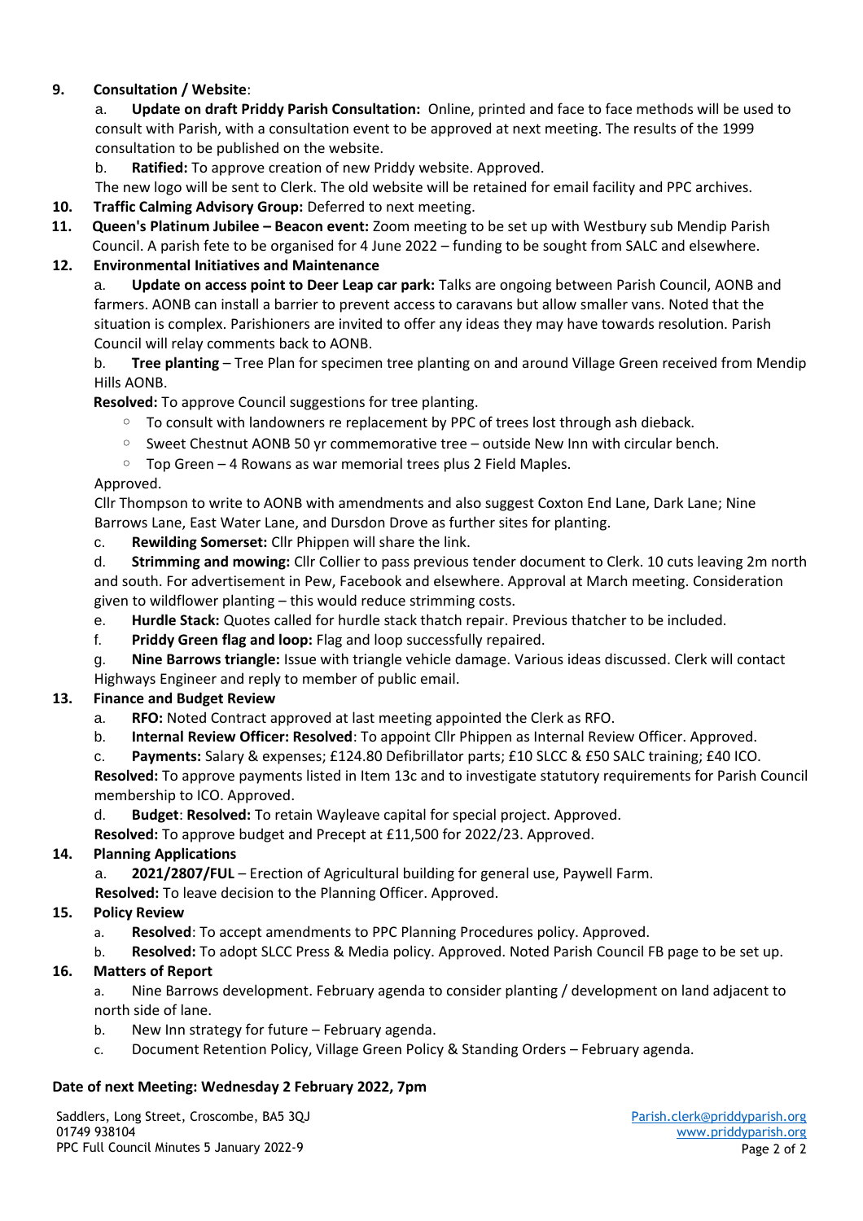**9. Consultation / Website**:

a. **Update on draft Priddy Parish Consultation:** Online, printed and face to face methods will be used to consult with Parish, with a consultation event to be approved at next meeting. The results of the 1999 consultation to be published on the website.

b. **Ratified:** To approve creation of new Priddy website. Approved.

The new logo will be sent to Clerk. The old website will be retained for email facility and PPC archives.

**10. Traffic Calming Advisory Group:** Deferred to next meeting.

**11. Queen's Platinum Jubilee – Beacon event:** Zoom meeting to be set up with Westbury sub Mendip Parish Council. A parish fete to be organised for 4 June 2022 – funding to be sought from SALC and elsewhere.

**12. Environmental Initiatives and Maintenance**

a. **Update on access point to Deer Leap car park:** Talks are ongoing between Parish Council, AONB and farmers. AONB can install a barrier to prevent access to caravans but allow smaller vans. Noted that the situation is complex. Parishioners are invited to offer any ideas they may have towards resolution. Parish Council will relay comments back to AONB.

b. **Tree planting** – Tree Plan for specimen tree planting on and around Village Green received from Mendip Hills AONB.

**Resolved:** To approve Council suggestions for tree planting.

- To consult with landowners re replacement by PPC of trees lost through ash dieback.
- Sweet Chestnut AONB 50 yr commemorative tree – outside New Inn with circular bench.
- Top Green – 4 Rowans as war memorial trees plus 2 Field Maples.

Approved.

Cllr Thompson to write to AONB with amendments and also suggest Coxton End Lane, Dark Lane; Nine Barrows Lane, East Water Lane, and Dursdon Drove as further sites for planting.

c. **Rewilding Somerset:** Cllr Phippen will share the link.

d. **Strimming and mowing:** Cllr Collier to pass previous tender document to Clerk. 10 cuts leaving 2m north and south. For advertisement in Pew, Facebook and elsewhere. Approval at March meeting. Consideration given to wildflower planting – this would reduce strimming costs.

e. **Hurdle Stack:** Quotes called for hurdle stack thatch repair. Previous thatcher to be included.

f. **Priddy Green flag and loop:** Flag and loop successfully repaired.

g. **Nine Barrows triangle:** Issue with triangle vehicle damage. Various ideas discussed. Clerk will contact Highways Engineer and reply to member of public email.

**13. Finance and Budget Review**

a. **RFO:** Noted Contract approved at last meeting appointed the Clerk as RFO.

b. **Internal Review Officer: Resolved**: To appoint Cllr Phippen as Internal Review Officer. Approved.

c. **Payments:** Salary & expenses; £124.80 Defibrillator parts; £10 SLCC & £50 SALC training; £40 ICO.

**Resolved:** To approve payments listed in Item 13c and to investigate statutory requirements for Parish Council membership to ICO. Approved.

d. **Budget**: **Resolved:** To retain Wayleave capital for special project. Approved.

**Resolved:** To approve budget and Precept at £11,500 for 2022/23. Approved.

**14. Planning Applications**

a. **2021/2807/FUL** – Erection of Agricultural building for general use, Paywell Farm.

**Resolved:** To leave decision to the Planning Officer. Approved.

**15. Policy Review**

a. **Resolved**: To accept amendments to PPC Planning Procedures policy. Approved.

b. **Resolved:** To adopt SLCC Press & Media policy. Approved. Noted Parish Council FB page to be set up.

**16. Matters of Report**

a. Nine Barrows development. February agenda to consider planting / development on land adjacent to north side of lane.

b. New Inn strategy for future – February agenda.

c. Document Retention Policy, Village Green Policy & Standing Orders – February agenda.

**Date of next Meeting: Wednesday 2 February 2022, 7pm**

Saddlers, Long Street, Croscombe, BA5 3QJ
01749 938104
PPC Full Council Minutes 5 January 2022-9

Parish.clerk@priddyparish.org
www.priddyparish.org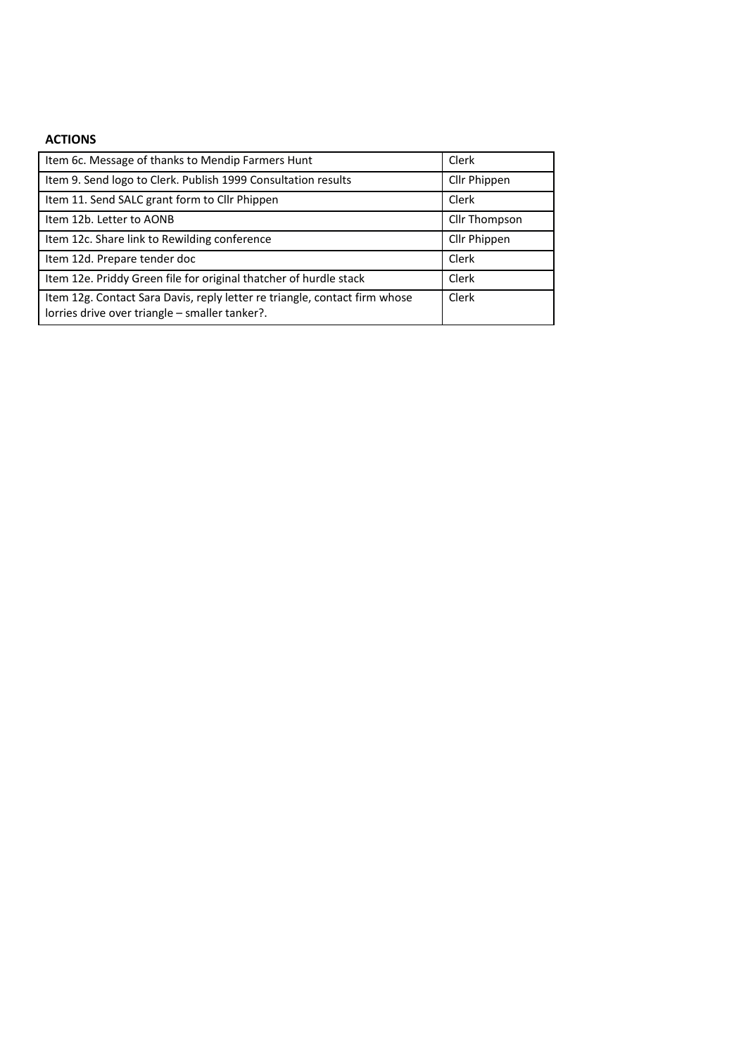**ACTIONS**

| | |
|---|---|
| Item 6c. Message of thanks to Mendip Farmers Hunt | Clerk |
| Item 9. Send logo to Clerk. Publish 1999 Consultation results | Cllr Phippen |
| Item 11. Send SALC grant form to Cllr Phippen | Clerk |
| Item 12b. Letter to AONB | Cllr Thompson |
| Item 12c. Share link to Rewilding conference | Cllr Phippen |
| Item 12d. Prepare tender doc | Clerk |
| Item 12e. Priddy Green file for original thatcher of hurdle stack | Clerk |
| Item 12g. Contact Sara Davis, reply letter re triangle, contact firm whose lorries drive over triangle – smaller tanker?. | Clerk |